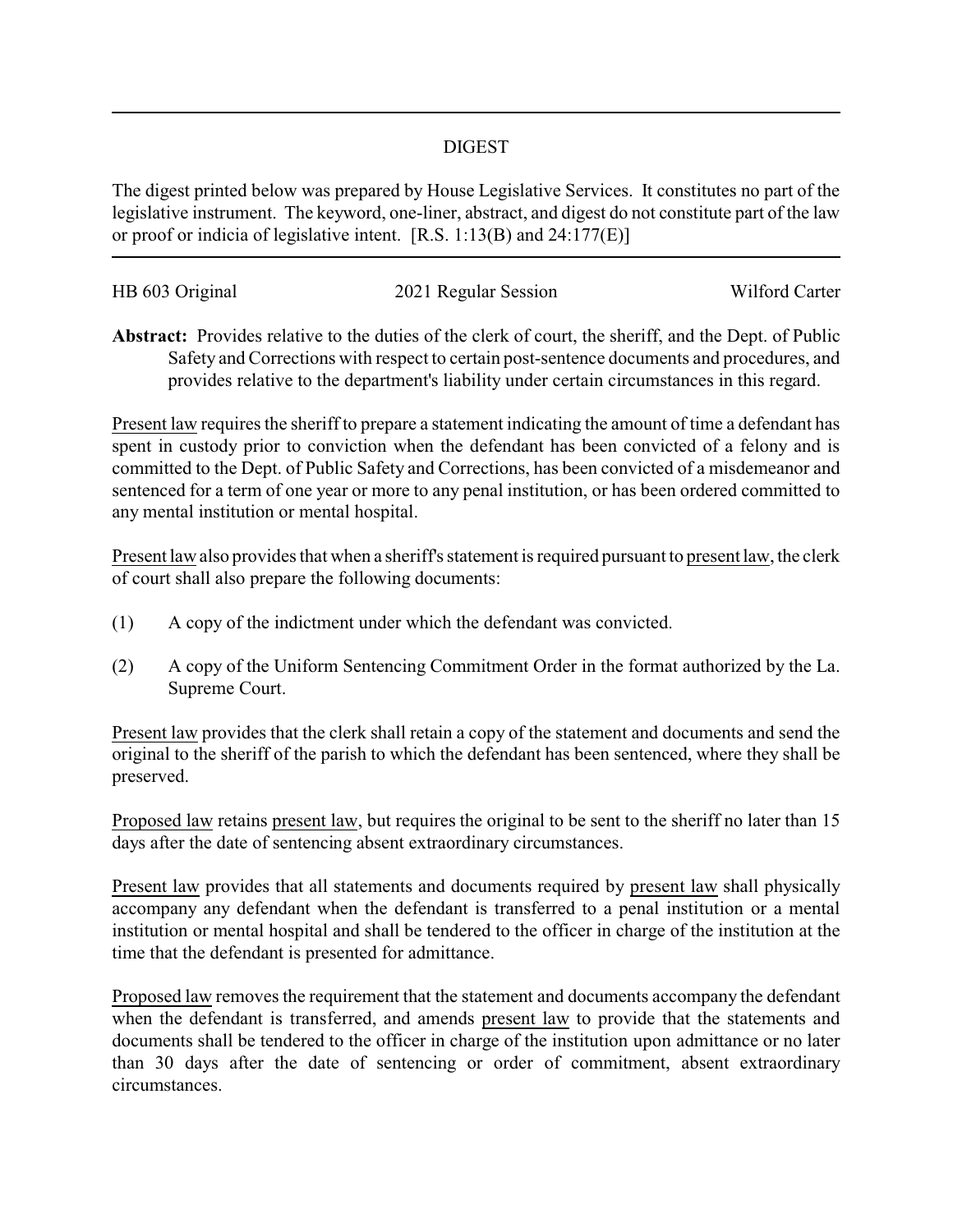# DIGEST

The digest printed below was prepared by House Legislative Services. It constitutes no part of the legislative instrument. The keyword, one-liner, abstract, and digest do not constitute part of the law or proof or indicia of legislative intent. [R.S. 1:13(B) and 24:177(E)]

HB 603 Original | 2021 Regular Session | Wilford Carter

**Abstract:** Provides relative to the duties of the clerk of court, the sheriff, and the Dept. of Public Safety and Corrections with respect to certain post-sentence documents and procedures, and provides relative to the department's liability under certain circumstances in this regard.

Present law requires the sheriff to prepare a statement indicating the amount of time a defendant has spent in custody prior to conviction when the defendant has been convicted of a felony and is committed to the Dept. of Public Safety and Corrections, has been convicted of a misdemeanor and sentenced for a term of one year or more to any penal institution, or has been ordered committed to any mental institution or mental hospital.

Present law also provides that when a sheriff's statement is required pursuant to present law, the clerk of court shall also prepare the following documents:

(1) A copy of the indictment under which the defendant was convicted.

(2) A copy of the Uniform Sentencing Commitment Order in the format authorized by the La. Supreme Court.

Present law provides that the clerk shall retain a copy of the statement and documents and send the original to the sheriff of the parish to which the defendant has been sentenced, where they shall be preserved.

Proposed law retains present law, but requires the original to be sent to the sheriff no later than 15 days after the date of sentencing absent extraordinary circumstances.

Present law provides that all statements and documents required by present law shall physically accompany any defendant when the defendant is transferred to a penal institution or a mental institution or mental hospital and shall be tendered to the officer in charge of the institution at the time that the defendant is presented for admittance.

Proposed law removes the requirement that the statement and documents accompany the defendant when the defendant is transferred, and amends present law to provide that the statements and documents shall be tendered to the officer in charge of the institution upon admittance or no later than 30 days after the date of sentencing or order of commitment, absent extraordinary circumstances.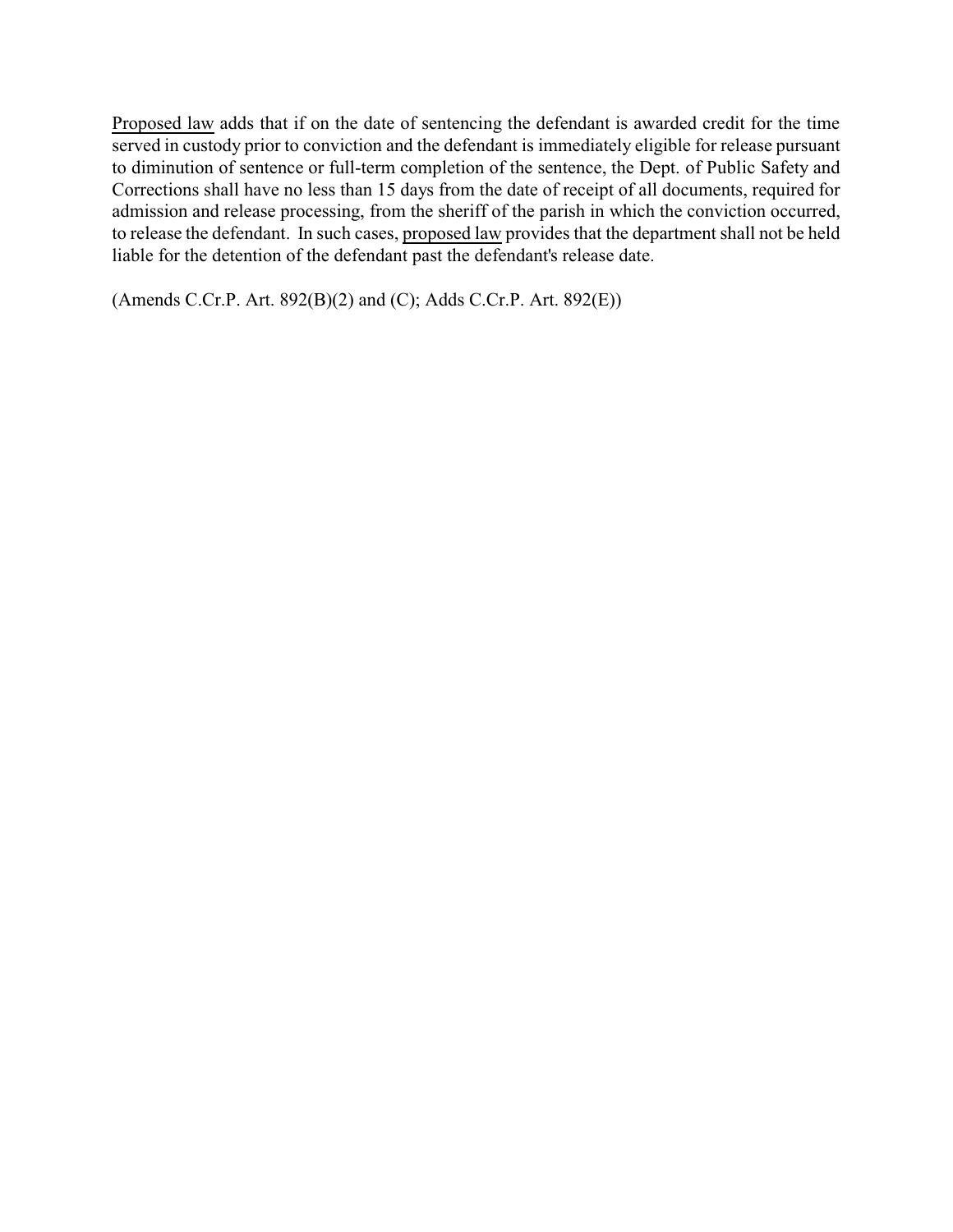Proposed law adds that if on the date of sentencing the defendant is awarded credit for the time served in custody prior to conviction and the defendant is immediately eligible for release pursuant to diminution of sentence or full-term completion of the sentence, the Dept. of Public Safety and Corrections shall have no less than 15 days from the date of receipt of all documents, required for admission and release processing, from the sheriff of the parish in which the conviction occurred, to release the defendant. In such cases, proposed law provides that the department shall not be held liable for the detention of the defendant past the defendant's release date.

(Amends C.Cr.P. Art. 892(B)(2) and (C); Adds C.Cr.P. Art. 892(E))